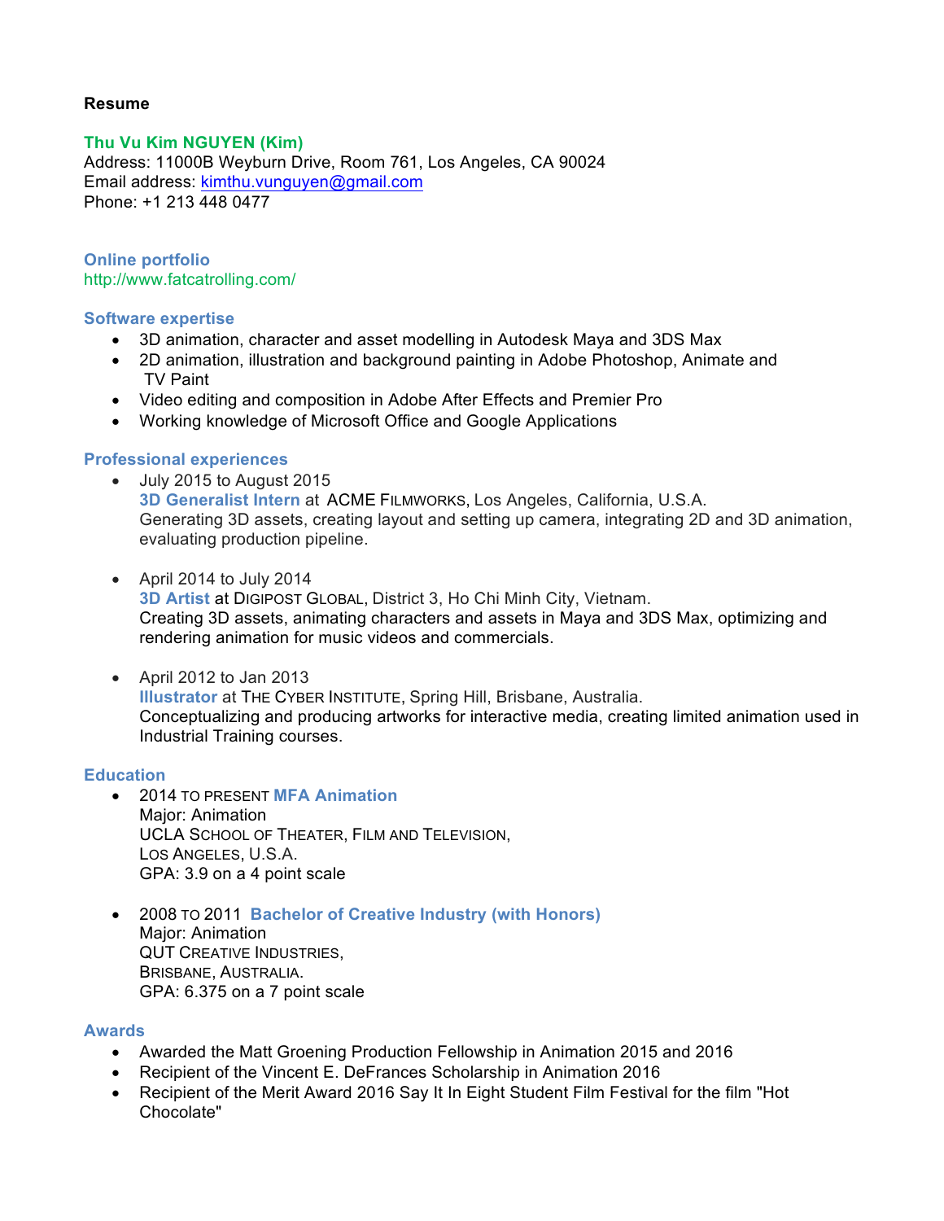**Resume**

**Thu Vu Kim NGUYEN (Kim)**
Address: 11000B Weyburn Drive, Room 761, Los Angeles, CA 90024
Email address: kimthu.vunguyen@gmail.com
Phone: +1 213 448 0477

## Online portfolio

http://www.fatcatrolling.com/

## Software expertise

- 3D animation, character and asset modelling in Autodesk Maya and 3DS Max
- 2D animation, illustration and background painting in Adobe Photoshop, Animate and TV Paint
- Video editing and composition in Adobe After Effects and Premier Pro
- Working knowledge of Microsoft Office and Google Applications

## Professional experiences

- July 2015 to August 2015
  **3D Generalist Intern** at ACME FILMWORKS, Los Angeles, California, U.S.A.
  Generating 3D assets, creating layout and setting up camera, integrating 2D and 3D animation, evaluating production pipeline.

- April 2014 to July 2014
  **3D Artist** at DIGIPOST GLOBAL, District 3, Ho Chi Minh City, Vietnam.
  Creating 3D assets, animating characters and assets in Maya and 3DS Max, optimizing and rendering animation for music videos and commercials.

- April 2012 to Jan 2013
  **Illustrator** at THE CYBER INSTITUTE, Spring Hill, Brisbane, Australia.
  Conceptualizing and producing artworks for interactive media, creating limited animation used in Industrial Training courses.

## Education

- 2014 TO PRESENT **MFA Animation**
  Major: Animation
  UCLA SCHOOL OF THEATER, FILM AND TELEVISION,
  LOS ANGELES, U.S.A.
  GPA: 3.9 on a 4 point scale

- 2008 TO 2011 **Bachelor of Creative Industry (with Honors)**
  Major: Animation
  QUT CREATIVE INDUSTRIES,
  BRISBANE, AUSTRALIA.
  GPA: 6.375 on a 7 point scale

## Awards

- Awarded the Matt Groening Production Fellowship in Animation 2015 and 2016
- Recipient of the Vincent E. DeFrances Scholarship in Animation 2016
- Recipient of the Merit Award 2016 Say It In Eight Student Film Festival for the film "Hot Chocolate"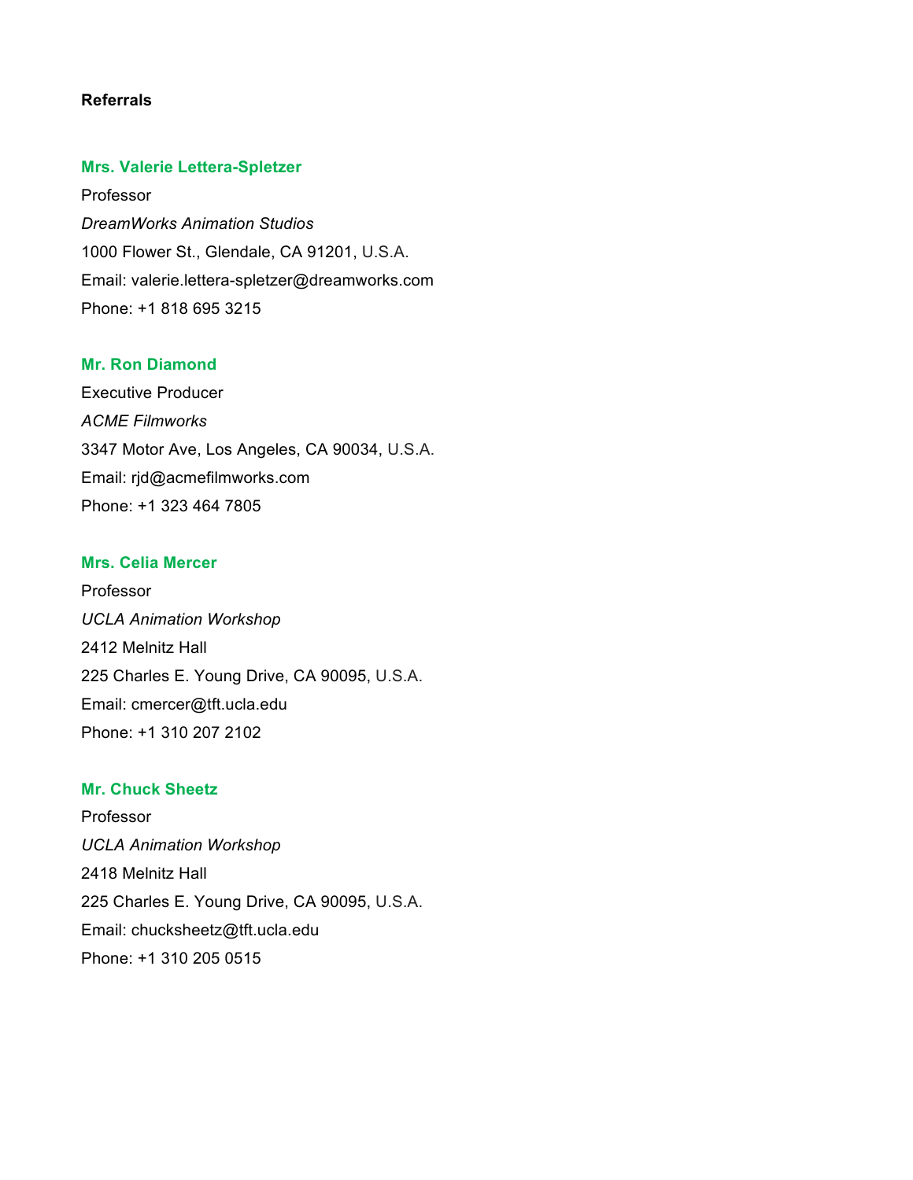**Referrals**

**Mrs. Valerie Lettera-Spletzer**

Professor

*DreamWorks Animation Studios*

1000 Flower St., Glendale, CA 91201, U.S.A.

Email: valerie.lettera-spletzer@dreamworks.com

Phone: +1 818 695 3215

**Mr. Ron Diamond**

Executive Producer

*ACME Filmworks*

3347 Motor Ave, Los Angeles, CA 90034, U.S.A.

Email: rjd@acmefilmworks.com

Phone: +1 323 464 7805

**Mrs. Celia Mercer**

Professor

*UCLA Animation Workshop*

2412 Melnitz Hall

225 Charles E. Young Drive, CA 90095, U.S.A.

Email: cmercer@tft.ucla.edu

Phone: +1 310 207 2102

**Mr. Chuck Sheetz**

Professor

*UCLA Animation Workshop*

2418 Melnitz Hall

225 Charles E. Young Drive, CA 90095, U.S.A.

Email: chucksheetz@tft.ucla.edu

Phone: +1 310 205 0515